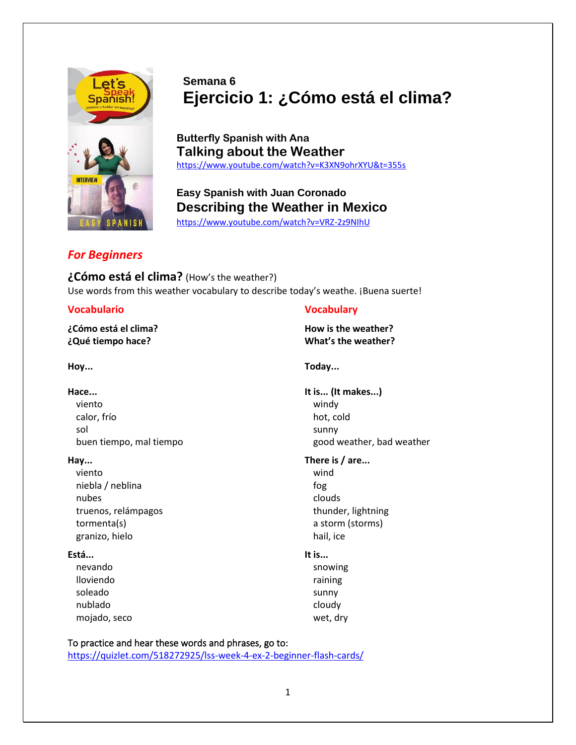Semana 6

# Ejercicio 1: ¿Cómo está el clima?

**Butterfly Spanish with Ana**

### Talking about the Weather

https://www.youtube.com/watch?v=K3XN9ohrXYU&t=355s

**Easy Spanish with Juan Coronado**

### Describing the Weather in Mexico

https://www.youtube.com/watch?v=VRZ-2z9NIhU

## *For Beginners*

**¿Cómo está el clima?** (How's the weather?)

Use words from this weather vocabulary to describe today's weathe. ¡Buena suerte!

| Vocabulario | Vocabulary |
|---|---|
| **¿Cómo está el clima?** | **How is the weather?** |
| **¿Qué tiempo hace?** | **What's the weather?** |
| **Hoy...** | **Today...** |
| **Hace...** | **It is... (It makes...)** |
| viento | windy |
| calor, frío | hot, cold |
| sol | sunny |
| buen tiempo, mal tiempo | good weather, bad weather |
| **Hay...** | **There is / are...** |
| viento | wind |
| niebla / neblina | fog |
| nubes | clouds |
| truenos, relámpagos | thunder, lightning |
| tormenta(s) | a storm (storms) |
| granizo, hielo | hail, ice |
| **Está...** | **It is...** |
| nevando | snowing |
| lloviendo | raining |
| soleado | sunny |
| nublado | cloudy |
| mojado, seco | wet, dry |

To practice and hear these words and phrases, go to:
https://quizlet.com/518272925/lss-week-4-ex-2-beginner-flash-cards/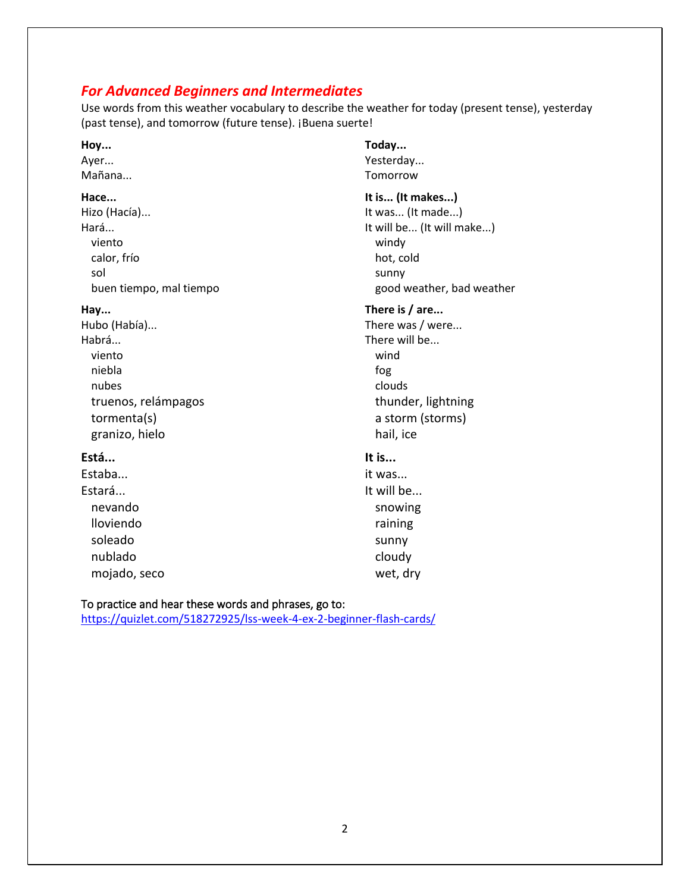## *For Advanced Beginners and Intermediates*

Use words from this weather vocabulary to describe the weather for today (present tense), yesterday (past tense), and tomorrow (future tense). ¡Buena suerte!

| | |
|---|---|
| **Hoy...** | **Today...** |
| Ayer... | Yesterday... |
| Mañana... | Tomorrow |
| | |
| **Hace...** | **It is... (It makes...)** |
| Hizo (Hacía)... | It was... (It made...) |
| Hará... | It will be... (It will make...) |
| viento | windy |
| calor, frío | hot, cold |
| sol | sunny |
| buen tiempo, mal tiempo | good weather, bad weather |
| | |
| **Hay...** | **There is / are...** |
| Hubo (Había)... | There was / were... |
| Habrá... | There will be... |
| viento | wind |
| niebla | fog |
| nubes | clouds |
| truenos, relámpagos | thunder, lightning |
| tormenta(s) | a storm (storms) |
| granizo, hielo | hail, ice |
| | |
| **Está...** | **It is...** |
| Estaba... | it was... |
| Estará... | It will be... |
| nevando | snowing |
| lloviendo | raining |
| soleado | sunny |
| nublado | cloudy |
| mojado, seco | wet, dry |

To practice and hear these words and phrases, go to:
[https://quizlet.com/518272925/lss-week-4-ex-2-beginner-flash-cards/](https://quizlet.com/518272925/lss-week-4-ex-2-beginner-flash-cards/)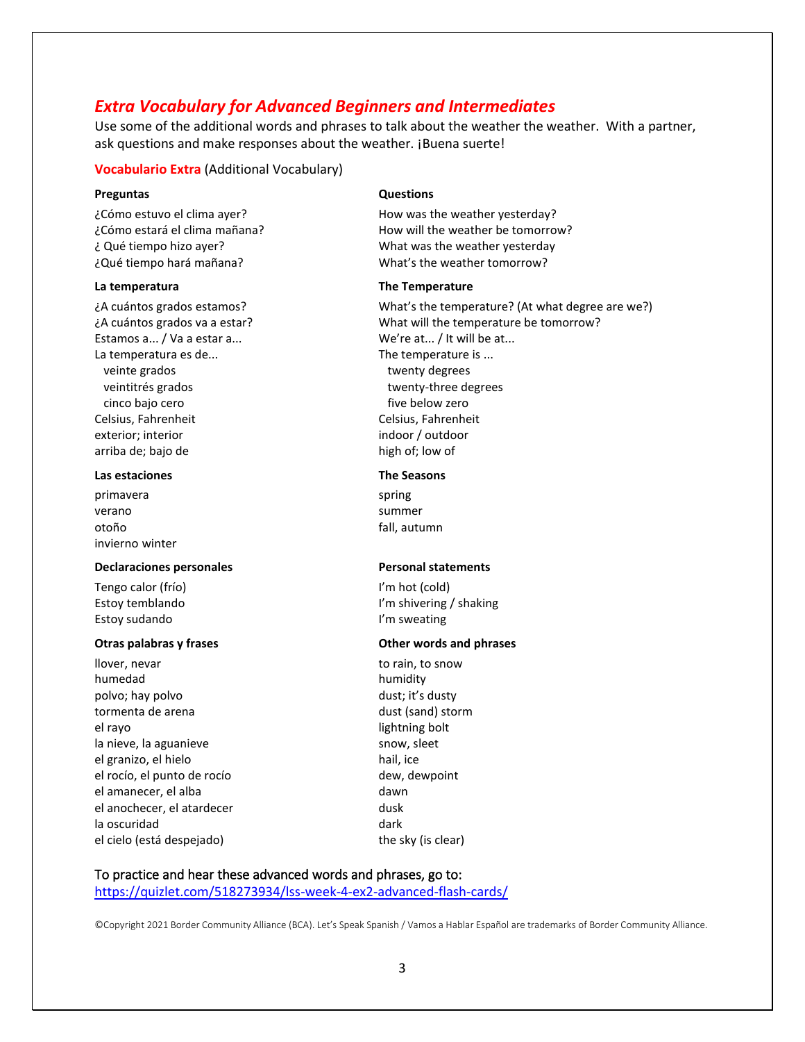## *Extra Vocabulary for Advanced Beginners and Intermediates*

Use some of the additional words and phrases to talk about the weather the weather. With a partner, ask questions and make responses about the weather. ¡Buena suerte!

**Vocabulario Extra** (Additional Vocabulary)

| **Preguntas** | **Questions** |
|---|---|
| ¿Cómo estuvo el clima ayer? | How was the weather yesterday? |
| ¿Cómo estará el clima mañana? | How will the weather be tomorrow? |
| ¿ Qué tiempo hizo ayer? | What was the weather yesterday |
| ¿Qué tiempo hará mañana? | What's the weather tomorrow? |

| **La temperatura** | **The Temperature** |
|---|---|
| ¿A cuántos grados estamos? | What's the temperature? (At what degree are we?) |
| ¿A cuántos grados va a estar? | What will the temperature be tomorrow? |
| Estamos a... / Va a estar a... | We're at... / It will be at... |
| La temperatura es de... | The temperature is ... |
| veinte grados | twenty degrees |
| veintitrés grados | twenty-three degrees |
| cinco bajo cero | five below zero |
| Celsius, Fahrenheit | Celsius, Fahrenheit |
| exterior; interior | indoor / outdoor |
| arriba de; bajo de | high of; low of |

| **Las estaciones** | **The Seasons** |
|---|---|
| primavera | spring |
| verano | summer |
| otoño | fall, autumn |
| invierno winter | |

| **Declaraciones personales** | **Personal statements** |
|---|---|
| Tengo calor (frío) | I'm hot (cold) |
| Estoy temblando | I'm shivering / shaking |
| Estoy sudando | I'm sweating |

| **Otras palabras y frases** | **Other words and phrases** |
|---|---|
| llover, nevar | to rain, to snow |
| humedad | humidity |
| polvo; hay polvo | dust; it's dusty |
| tormenta de arena | dust (sand) storm |
| el rayo | lightning bolt |
| la nieve, la aguanieve | snow, sleet |
| el granizo, el hielo | hail, ice |
| el rocío, el punto de rocío | dew, dewpoint |
| el amanecer, el alba | dawn |
| el anochecer, el atardecer | dusk |
| la oscuridad | dark |
| el cielo (está despejado) | the sky (is clear) |

To practice and hear these advanced words and phrases, go to:
https://quizlet.com/518273934/lss-week-4-ex2-advanced-flash-cards/

©Copyright 2021 Border Community Alliance (BCA). Let's Speak Spanish / Vamos a Hablar Español are trademarks of Border Community Alliance.